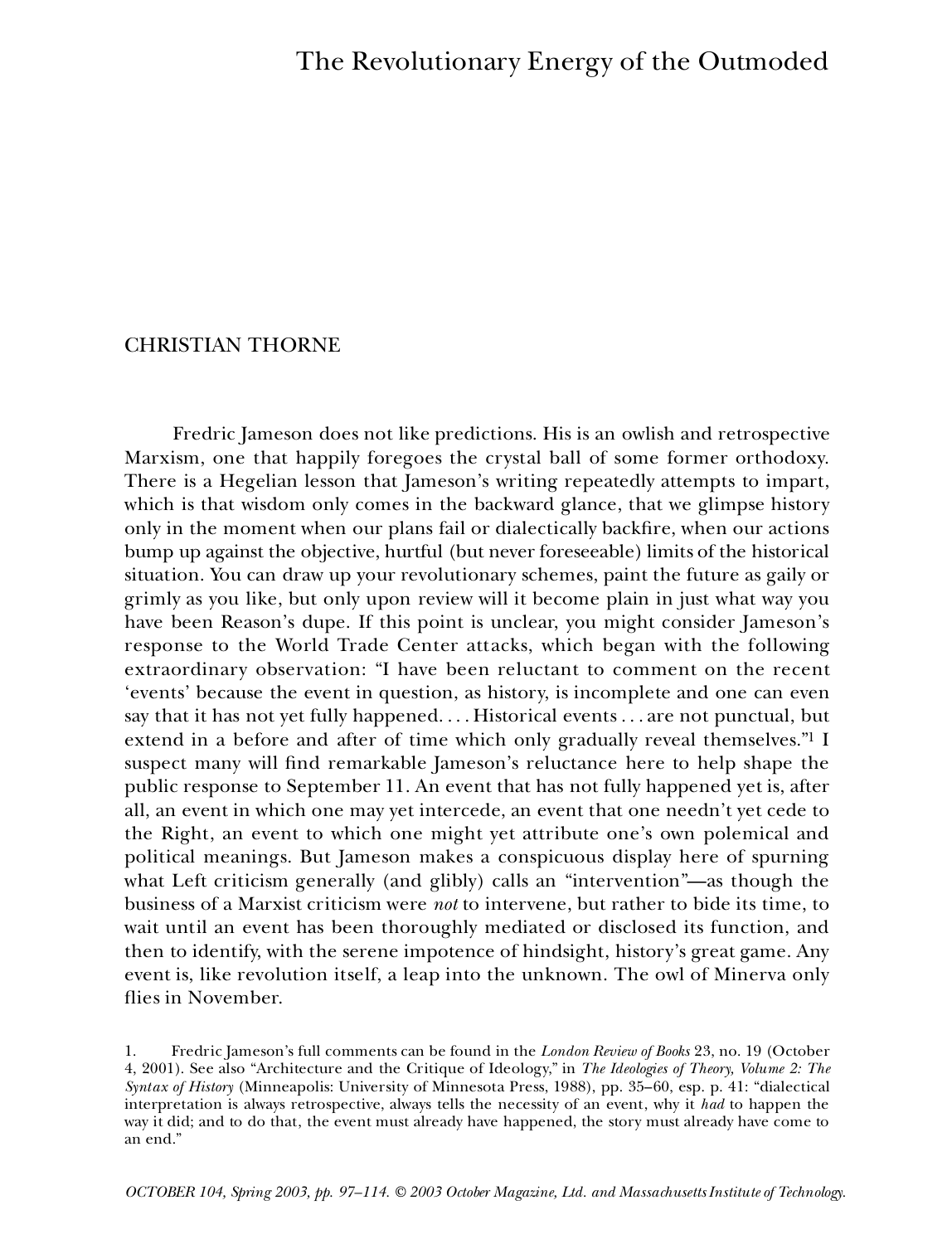# The Revolutionary Energy of the Outmoded

CHRISTIAN THORNE

Fredric Jameson does not like predictions. His is an owlish and retrospective Marxism, one that happily foregoes the crystal ball of some former orthodoxy. There is a Hegelian lesson that Jameson's writing repeatedly attempts to impart, which is that wisdom only comes in the backward glance, that we glimpse history only in the moment when our plans fail or dialectically backfire, when our actions bump up against the objective, hurtful (but never foreseeable) limits of the historical situation. You can draw up your revolutionary schemes, paint the future as gaily or grimly as you like, but only upon review will it become plain in just what way you have been Reason's dupe. If this point is unclear, you might consider Jameson's response to the World Trade Center attacks, which began with the following extraordinary observation: "I have been reluctant to comment on the recent 'events' because the event in question, as history, is incomplete and one can even say that it has not yet fully happened. . . . Historical events . . . are not punctual, but extend in a before and after of time which only gradually reveal themselves."[1] I suspect many will find remarkable Jameson's reluctance here to help shape the public response to September 11. An event that has not fully happened yet is, after all, an event in which one may yet intercede, an event that one needn't yet cede to the Right, an event to which one might yet attribute one's own polemical and political meanings. But Jameson makes a conspicuous display here of spurning what Left criticism generally (and glibly) calls an "intervention"—as though the business of a Marxist criticism were *not* to intervene, but rather to bide its time, to wait until an event has been thoroughly mediated or disclosed its function, and then to identify, with the serene impotence of hindsight, history's great game. Any event is, like revolution itself, a leap into the unknown. The owl of Minerva only flies in November.

1. Fredric Jameson's full comments can be found in the *London Review of Books* 23, no. 19 (October 4, 2001). See also "Architecture and the Critique of Ideology," in *The Ideologies of Theory, Volume 2: The Syntax of History* (Minneapolis: University of Minnesota Press, 1988), pp. 35–60, esp. p. 41: "dialectical interpretation is always retrospective, always tells the necessity of an event, why it *had* to happen the way it did; and to do that, the event must already have happened, the story must already have come to an end."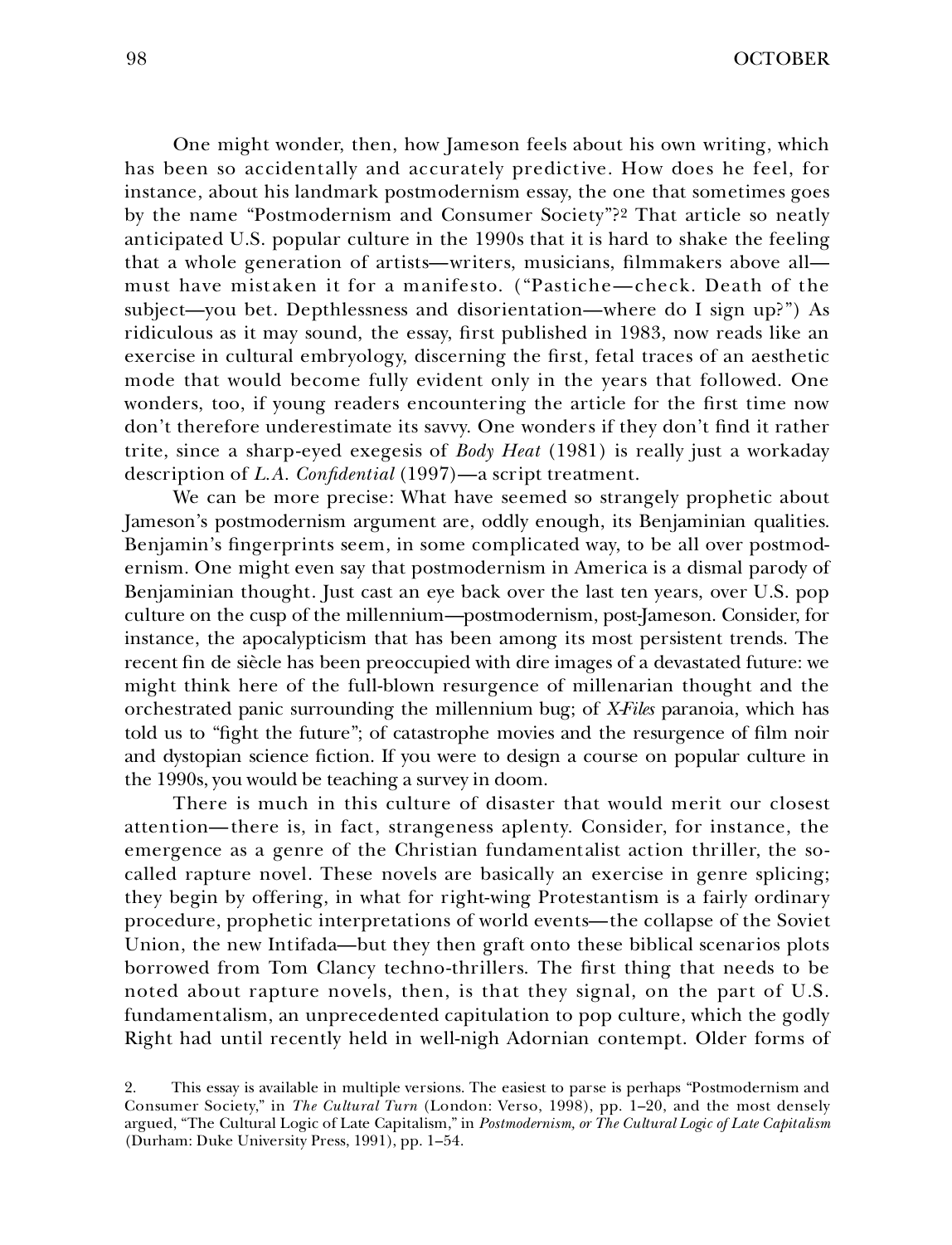One might wonder, then, how Jameson feels about his own writing, which has been so accidentally and accurately predictive. How does he feel, for instance, about his landmark postmodernism essay, the one that sometimes goes by the name "Postmodernism and Consumer Society"?[2] That article so neatly anticipated U.S. popular culture in the 1990s that it is hard to shake the feeling that a whole generation of artists—writers, musicians, filmmakers above all—must have mistaken it for a manifesto. ("Pastiche—check. Death of the subject—you bet. Depthlessness and disorientation—where do I sign up?") As ridiculous as it may sound, the essay, first published in 1983, now reads like an exercise in cultural embryology, discerning the first, fetal traces of an aesthetic mode that would become fully evident only in the years that followed. One wonders, too, if young readers encountering the article for the first time now don't therefore underestimate its savvy. One wonders if they don't find it rather trite, since a sharp-eyed exegesis of *Body Heat* (1981) is really just a workaday description of *L.A. Confidential* (1997)—a script treatment.

We can be more precise: What have seemed so strangely prophetic about Jameson's postmodernism argument are, oddly enough, its Benjaminian qualities. Benjamin's fingerprints seem, in some complicated way, to be all over postmodernism. One might even say that postmodernism in America is a dismal parody of Benjaminian thought. Just cast an eye back over the last ten years, over U.S. pop culture on the cusp of the millennium—postmodernism, post-Jameson. Consider, for instance, the apocalypticism that has been among its most persistent trends. The recent fin de siècle has been preoccupied with dire images of a devastated future: we might think here of the full-blown resurgence of millenarian thought and the orchestrated panic surrounding the millennium bug; of *X-Files* paranoia, which has told us to "fight the future"; of catastrophe movies and the resurgence of film noir and dystopian science fiction. If you were to design a course on popular culture in the 1990s, you would be teaching a survey in doom.

There is much in this culture of disaster that would merit our closest attention—there is, in fact, strangeness aplenty. Consider, for instance, the emergence as a genre of the Christian fundamentalist action thriller, the so-called rapture novel. These novels are basically an exercise in genre splicing; they begin by offering, in what for right-wing Protestantism is a fairly ordinary procedure, prophetic interpretations of world events—the collapse of the Soviet Union, the new Intifada—but they then graft onto these biblical scenarios plots borrowed from Tom Clancy techno-thrillers. The first thing that needs to be noted about rapture novels, then, is that they signal, on the part of U.S. fundamentalism, an unprecedented capitulation to pop culture, which the godly Right had until recently held in well-nigh Adornian contempt. Older forms of

2. This essay is available in multiple versions. The easiest to parse is perhaps "Postmodernism and Consumer Society," in *The Cultural Turn* (London: Verso, 1998), pp. 1–20, and the most densely argued, "The Cultural Logic of Late Capitalism," in *Postmodernism, or The Cultural Logic of Late Capitalism* (Durham: Duke University Press, 1991), pp. 1–54.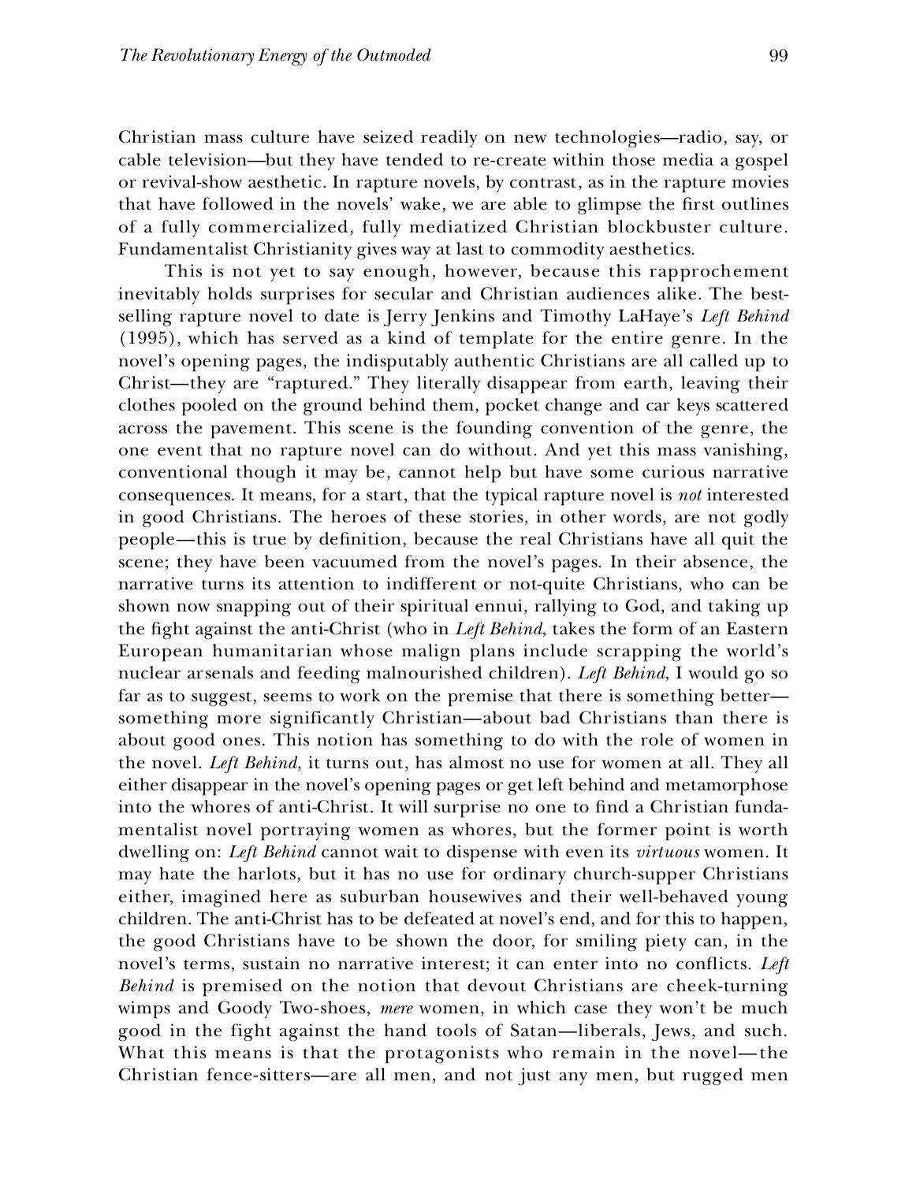Christian mass culture have seized readily on new technologies—radio, say, or cable television—but they have tended to re-create within those media a gospel or revival-show aesthetic. In rapture novels, by contrast, as in the rapture movies that have followed in the novels' wake, we are able to glimpse the first outlines of a fully commercialized, fully mediatized Christian blockbuster culture. Fundamentalist Christianity gives way at last to commodity aesthetics.

This is not yet to say enough, however, because this rapprochement inevitably holds surprises for secular and Christian audiences alike. The best-selling rapture novel to date is Jerry Jenkins and Timothy LaHaye's *Left Behind* (1995), which has served as a kind of template for the entire genre. In the novel's opening pages, the indisputably authentic Christians are all called up to Christ—they are "raptured." They literally disappear from earth, leaving their clothes pooled on the ground behind them, pocket change and car keys scattered across the pavement. This scene is the founding convention of the genre, the one event that no rapture novel can do without. And yet this mass vanishing, conventional though it may be, cannot help but have some curious narrative consequences. It means, for a start, that the typical rapture novel is *not* interested in good Christians. The heroes of these stories, in other words, are not godly people—this is true by definition, because the real Christians have all quit the scene; they have been vacuumed from the novel's pages. In their absence, the narrative turns its attention to indifferent or not-quite Christians, who can be shown now snapping out of their spiritual ennui, rallying to God, and taking up the fight against the anti-Christ (who in *Left Behind*, takes the form of an Eastern European humanitarian whose malign plans include scrapping the world's nuclear arsenals and feeding malnourished children). *Left Behind*, I would go so far as to suggest, seems to work on the premise that there is something better—something more significantly Christian—about bad Christians than there is about good ones. This notion has something to do with the role of women in the novel. *Left Behind*, it turns out, has almost no use for women at all. They all either disappear in the novel's opening pages or get left behind and metamorphose into the whores of anti-Christ. It will surprise no one to find a Christian fundamentalist novel portraying women as whores, but the former point is worth dwelling on: *Left Behind* cannot wait to dispense with even its *virtuous* women. It may hate the harlots, but it has no use for ordinary church-supper Christians either, imagined here as suburban housewives and their well-behaved young children. The anti-Christ has to be defeated at novel's end, and for this to happen, the good Christians have to be shown the door, for smiling piety can, in the novel's terms, sustain no narrative interest; it can enter into no conflicts. *Left Behind* is premised on the notion that devout Christians are cheek-turning wimps and Goody Two-shoes, *mere* women, in which case they won't be much good in the fight against the hand tools of Satan—liberals, Jews, and such. What this means is that the protagonists who remain in the novel—the Christian fence-sitters—are all men, and not just any men, but rugged men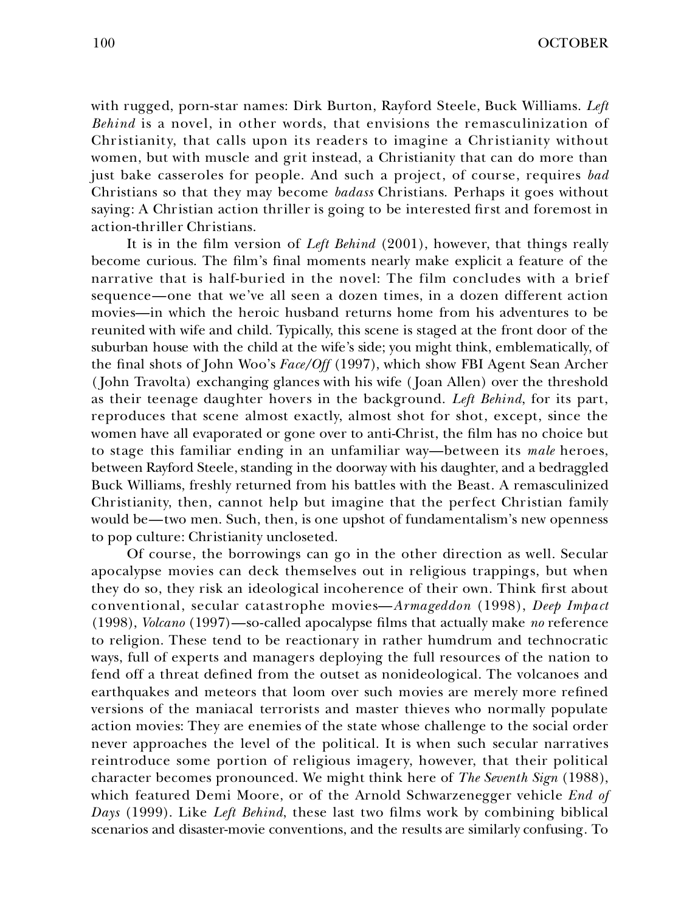with rugged, porn-star names: Dirk Burton, Rayford Steele, Buck Williams. *Left Behind* is a novel, in other words, that envisions the remasculinization of Christianity, that calls upon its readers to imagine a Christianity without women, but with muscle and grit instead, a Christianity that can do more than just bake casseroles for people. And such a project, of course, requires *bad* Christians so that they may become *badass* Christians. Perhaps it goes without saying: A Christian action thriller is going to be interested first and foremost in action-thriller Christians.

It is in the film version of *Left Behind* (2001), however, that things really become curious. The film's final moments nearly make explicit a feature of the narrative that is half-buried in the novel: The film concludes with a brief sequence—one that we've all seen a dozen times, in a dozen different action movies—in which the heroic husband returns home from his adventures to be reunited with wife and child. Typically, this scene is staged at the front door of the suburban house with the child at the wife's side; you might think, emblematically, of the final shots of John Woo's *Face/Off* (1997), which show FBI Agent Sean Archer (John Travolta) exchanging glances with his wife (Joan Allen) over the threshold as their teenage daughter hovers in the background. *Left Behind*, for its part, reproduces that scene almost exactly, almost shot for shot, except, since the women have all evaporated or gone over to anti-Christ, the film has no choice but to stage this familiar ending in an unfamiliar way—between its *male* heroes, between Rayford Steele, standing in the doorway with his daughter, and a bedraggled Buck Williams, freshly returned from his battles with the Beast. A remasculinized Christianity, then, cannot help but imagine that the perfect Christian family would be—two men. Such, then, is one upshot of fundamentalism's new openness to pop culture: Christianity uncloseted.

Of course, the borrowings can go in the other direction as well. Secular apocalypse movies can deck themselves out in religious trappings, but when they do so, they risk an ideological incoherence of their own. Think first about conventional, secular catastrophe movies—*Armageddon* (1998), *Deep Impact* (1998), *Volcano* (1997)—so-called apocalypse films that actually make *no* reference to religion. These tend to be reactionary in rather humdrum and technocratic ways, full of experts and managers deploying the full resources of the nation to fend off a threat defined from the outset as nonideological. The volcanoes and earthquakes and meteors that loom over such movies are merely more refined versions of the maniacal terrorists and master thieves who normally populate action movies: They are enemies of the state whose challenge to the social order never approaches the level of the political. It is when such secular narratives reintroduce some portion of religious imagery, however, that their political character becomes pronounced. We might think here of *The Seventh Sign* (1988), which featured Demi Moore, or of the Arnold Schwarzenegger vehicle *End of Days* (1999). Like *Left Behind*, these last two films work by combining biblical scenarios and disaster-movie conventions, and the results are similarly confusing. To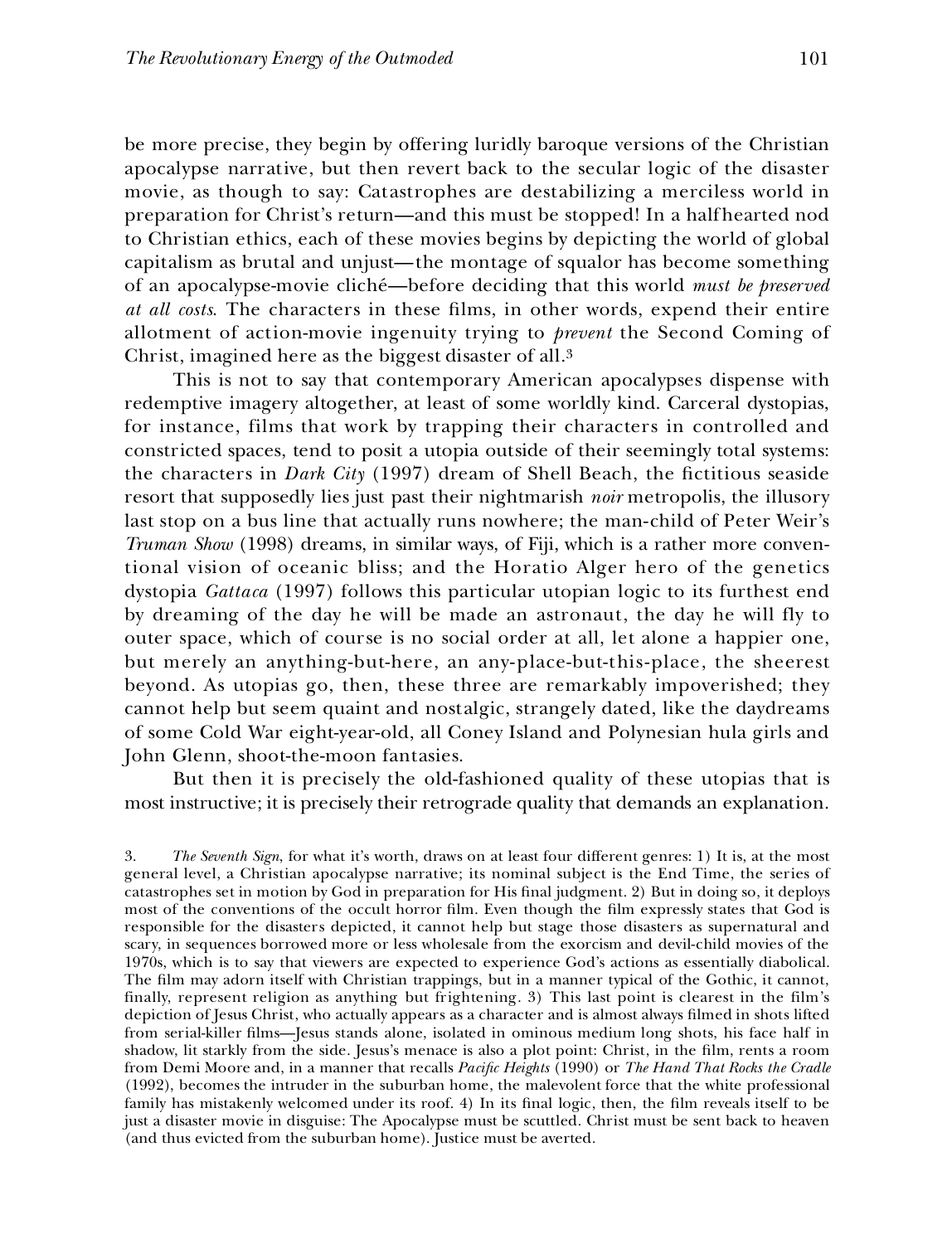be more precise, they begin by offering luridly baroque versions of the Christian apocalypse narrative, but then revert back to the secular logic of the disaster movie, as though to say: Catastrophes are destabilizing a merciless world in preparation for Christ's return—and this must be stopped! In a halfhearted nod to Christian ethics, each of these movies begins by depicting the world of global capitalism as brutal and unjust—the montage of squalor has become something of an apocalypse-movie cliché—before deciding that this world *must be preserved at all costs*. The characters in these films, in other words, expend their entire allotment of action-movie ingenuity trying to *prevent* the Second Coming of Christ, imagined here as the biggest disaster of all.[3]

This is not to say that contemporary American apocalypses dispense with redemptive imagery altogether, at least of some worldly kind. Carceral dystopias, for instance, films that work by trapping their characters in controlled and constricted spaces, tend to posit a utopia outside of their seemingly total systems: the characters in *Dark City* (1997) dream of Shell Beach, the fictitious seaside resort that supposedly lies just past their nightmarish *noir* metropolis, the illusory last stop on a bus line that actually runs nowhere; the man-child of Peter Weir's *Truman Show* (1998) dreams, in similar ways, of Fiji, which is a rather more conventional vision of oceanic bliss; and the Horatio Alger hero of the genetics dystopia *Gattaca* (1997) follows this particular utopian logic to its furthest end by dreaming of the day he will be made an astronaut, the day he will fly to outer space, which of course is no social order at all, let alone a happier one, but merely an anything-but-here, an any-place-but-this-place, the sheerest beyond. As utopias go, then, these three are remarkably impoverished; they cannot help but seem quaint and nostalgic, strangely dated, like the daydreams of some Cold War eight-year-old, all Coney Island and Polynesian hula girls and John Glenn, shoot-the-moon fantasies.

But then it is precisely the old-fashioned quality of these utopias that is most instructive; it is precisely their retrograde quality that demands an explanation.

3. *The Seventh Sign*, for what it's worth, draws on at least four different genres: 1) It is, at the most general level, a Christian apocalypse narrative; its nominal subject is the End Time, the series of catastrophes set in motion by God in preparation for His final judgment. 2) But in doing so, it deploys most of the conventions of the occult horror film. Even though the film expressly states that God is responsible for the disasters depicted, it cannot help but stage those disasters as supernatural and scary, in sequences borrowed more or less wholesale from the exorcism and devil-child movies of the 1970s, which is to say that viewers are expected to experience God's actions as essentially diabolical. The film may adorn itself with Christian trappings, but in a manner typical of the Gothic, it cannot, finally, represent religion as anything but frightening. 3) This last point is clearest in the film's depiction of Jesus Christ, who actually appears as a character and is almost always filmed in shots lifted from serial-killer films—Jesus stands alone, isolated in ominous medium long shots, his face half in shadow, lit starkly from the side. Jesus's menace is also a plot point: Christ, in the film, rents a room from Demi Moore and, in a manner that recalls *Pacific Heights* (1990) or *The Hand That Rocks the Cradle* (1992), becomes the intruder in the suburban home, the malevolent force that the white professional family has mistakenly welcomed under its roof. 4) In its final logic, then, the film reveals itself to be just a disaster movie in disguise: The Apocalypse must be scuttled. Christ must be sent back to heaven (and thus evicted from the suburban home). Justice must be averted.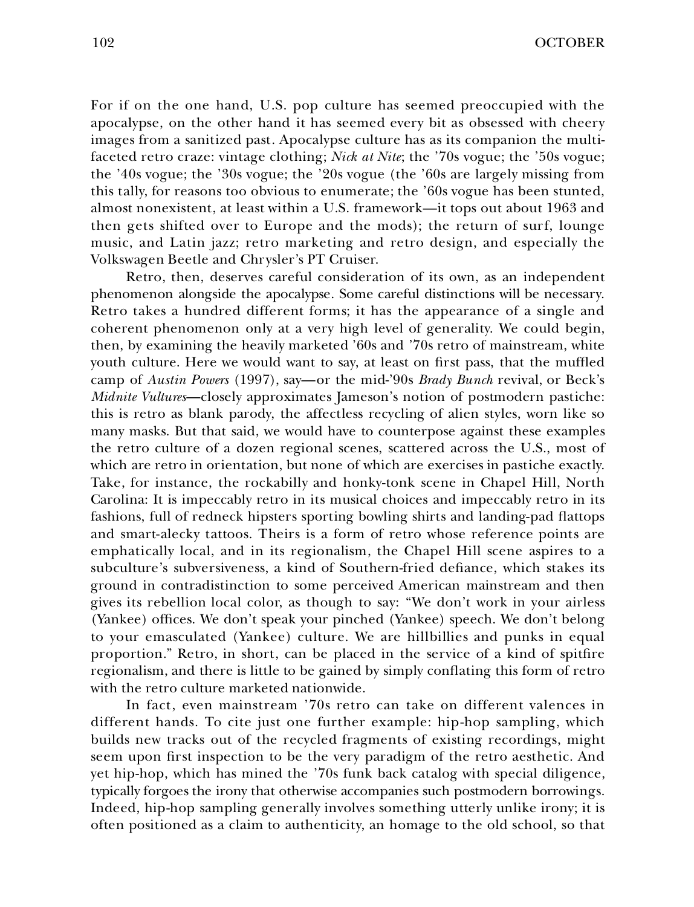For if on the one hand, U.S. pop culture has seemed preoccupied with the apocalypse, on the other hand it has seemed every bit as obsessed with cheery images from a sanitized past. Apocalypse culture has as its companion the multi-faceted retro craze: vintage clothing; *Nick at Nite*; the '70s vogue; the '50s vogue; the '40s vogue; the '30s vogue; the '20s vogue (the '60s are largely missing from this tally, for reasons too obvious to enumerate; the '60s vogue has been stunted, almost nonexistent, at least within a U.S. framework—it tops out about 1963 and then gets shifted over to Europe and the mods); the return of surf, lounge music, and Latin jazz; retro marketing and retro design, and especially the Volkswagen Beetle and Chrysler's PT Cruiser.

Retro, then, deserves careful consideration of its own, as an independent phenomenon alongside the apocalypse. Some careful distinctions will be necessary. Retro takes a hundred different forms; it has the appearance of a single and coherent phenomenon only at a very high level of generality. We could begin, then, by examining the heavily marketed '60s and '70s retro of mainstream, white youth culture. Here we would want to say, at least on first pass, that the muffled camp of *Austin Powers* (1997), say—or the mid-'90s *Brady Bunch* revival, or Beck's *Midnite Vultures*—closely approximates Jameson's notion of postmodern pastiche: this is retro as blank parody, the affectless recycling of alien styles, worn like so many masks. But that said, we would have to counterpose against these examples the retro culture of a dozen regional scenes, scattered across the U.S., most of which are retro in orientation, but none of which are exercises in pastiche exactly. Take, for instance, the rockabilly and honky-tonk scene in Chapel Hill, North Carolina: It is impeccably retro in its musical choices and impeccably retro in its fashions, full of redneck hipsters sporting bowling shirts and landing-pad flattops and smart-alecky tattoos. Theirs is a form of retro whose reference points are emphatically local, and in its regionalism, the Chapel Hill scene aspires to a subculture's subversiveness, a kind of Southern-fried defiance, which stakes its ground in contradistinction to some perceived American mainstream and then gives its rebellion local color, as though to say: "We don't work in your airless (Yankee) offices. We don't speak your pinched (Yankee) speech. We don't belong to your emasculated (Yankee) culture. We are hillbillies and punks in equal proportion." Retro, in short, can be placed in the service of a kind of spitfire regionalism, and there is little to be gained by simply conflating this form of retro with the retro culture marketed nationwide.

In fact, even mainstream '70s retro can take on different valences in different hands. To cite just one further example: hip-hop sampling, which builds new tracks out of the recycled fragments of existing recordings, might seem upon first inspection to be the very paradigm of the retro aesthetic. And yet hip-hop, which has mined the '70s funk back catalog with special diligence, typically forgoes the irony that otherwise accompanies such postmodern borrowings. Indeed, hip-hop sampling generally involves something utterly unlike irony; it is often positioned as a claim to authenticity, an homage to the old school, so that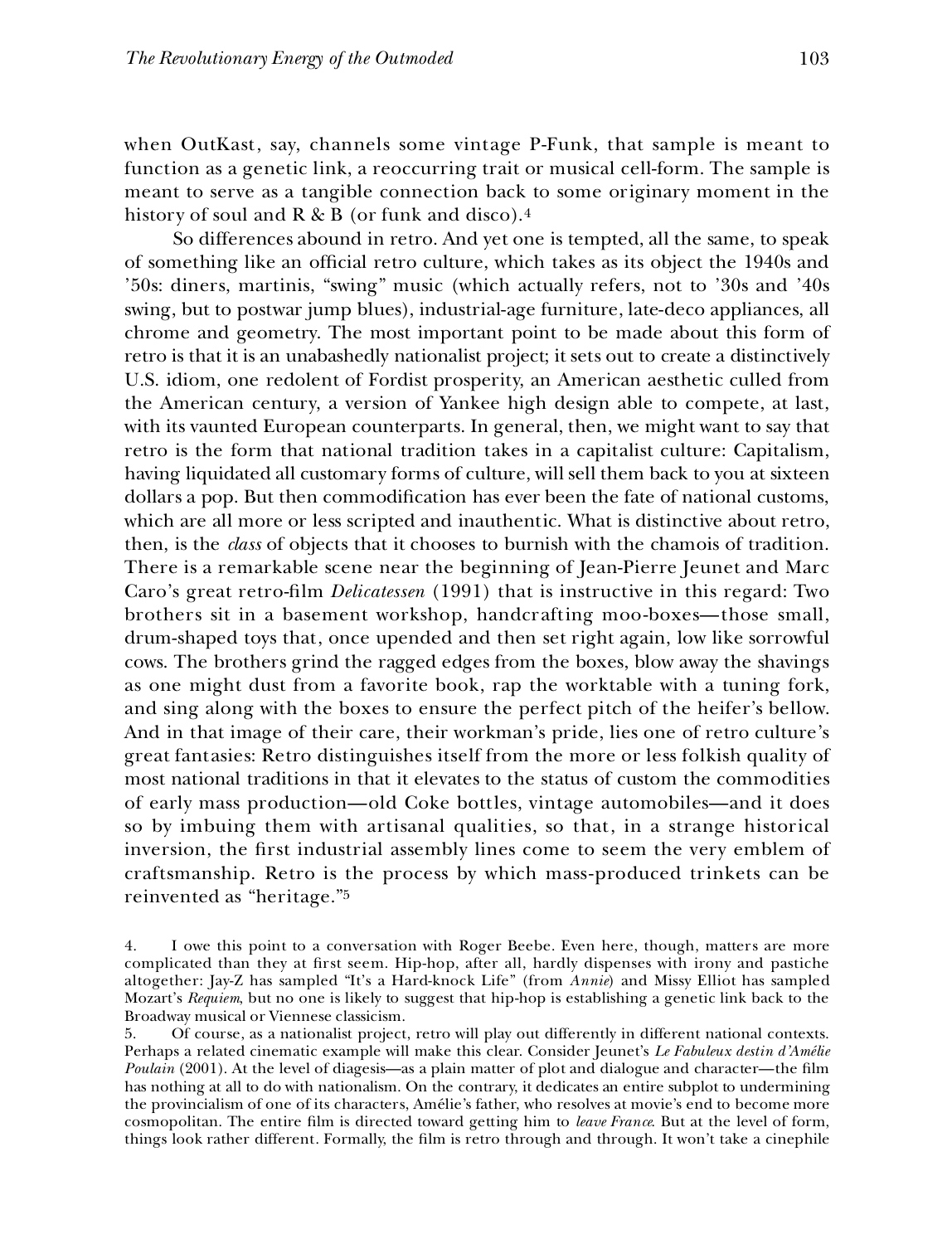when OutKast, say, channels some vintage P-Funk, that sample is meant to function as a genetic link, a reoccurring trait or musical cell-form. The sample is meant to serve as a tangible connection back to some originary moment in the history of soul and R & B (or funk and disco).[4]

So differences abound in retro. And yet one is tempted, all the same, to speak of something like an official retro culture, which takes as its object the 1940s and '50s: diners, martinis, "swing" music (which actually refers, not to '30s and '40s swing, but to postwar jump blues), industrial-age furniture, late-deco appliances, all chrome and geometry. The most important point to be made about this form of retro is that it is an unabashedly nationalist project; it sets out to create a distinctively U.S. idiom, one redolent of Fordist prosperity, an American aesthetic culled from the American century, a version of Yankee high design able to compete, at last, with its vaunted European counterparts. In general, then, we might want to say that retro is the form that national tradition takes in a capitalist culture: Capitalism, having liquidated all customary forms of culture, will sell them back to you at sixteen dollars a pop. But then commodification has ever been the fate of national customs, which are all more or less scripted and inauthentic. What is distinctive about retro, then, is the *class* of objects that it chooses to burnish with the chamois of tradition. There is a remarkable scene near the beginning of Jean-Pierre Jeunet and Marc Caro's great retro-film *Delicatessen* (1991) that is instructive in this regard: Two brothers sit in a basement workshop, handcrafting moo-boxes—those small, drum-shaped toys that, once upended and then set right again, low like sorrowful cows. The brothers grind the ragged edges from the boxes, blow away the shavings as one might dust from a favorite book, rap the worktable with a tuning fork, and sing along with the boxes to ensure the perfect pitch of the heifer's bellow. And in that image of their care, their workman's pride, lies one of retro culture's great fantasies: Retro distinguishes itself from the more or less folkish quality of most national traditions in that it elevates to the status of custom the commodities of early mass production—old Coke bottles, vintage automobiles—and it does so by imbuing them with artisanal qualities, so that, in a strange historical inversion, the first industrial assembly lines come to seem the very emblem of craftsmanship. Retro is the process by which mass-produced trinkets can be reinvented as "heritage."[5]

4. I owe this point to a conversation with Roger Beebe. Even here, though, matters are more complicated than they at first seem. Hip-hop, after all, hardly dispenses with irony and pastiche altogether: Jay-Z has sampled "It's a Hard-knock Life" (from *Annie*) and Missy Elliot has sampled Mozart's *Requiem*, but no one is likely to suggest that hip-hop is establishing a genetic link back to the Broadway musical or Viennese classicism.

5. Of course, as a nationalist project, retro will play out differently in different national contexts. Perhaps a related cinematic example will make this clear. Consider Jeunet's *Le Fabuleux destin d'Amélie Poulain* (2001). At the level of diagesis—as a plain matter of plot and dialogue and character—the film has nothing at all to do with nationalism. On the contrary, it dedicates an entire subplot to undermining the provincialism of one of its characters, Amélie's father, who resolves at movie's end to become more cosmopolitan. The entire film is directed toward getting him to *leave France*. But at the level of form, things look rather different. Formally, the film is retro through and through. It won't take a cinephile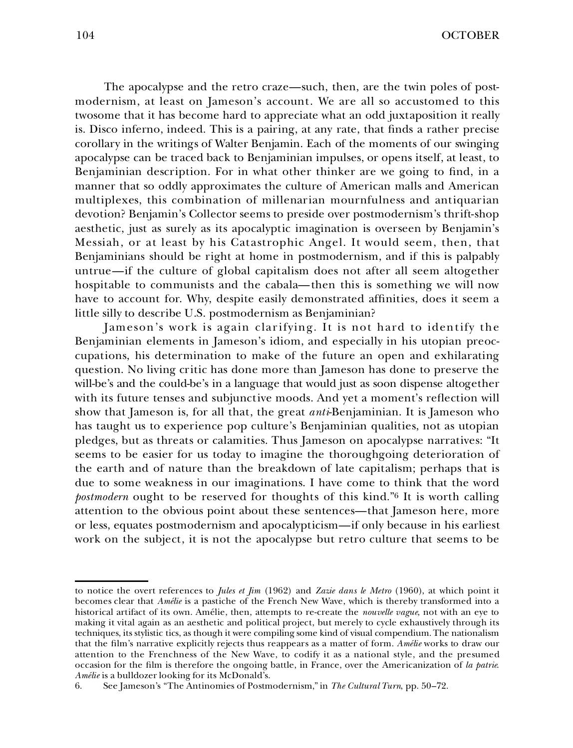The apocalypse and the retro craze—such, then, are the twin poles of postmodernism, at least on Jameson's account. We are all so accustomed to this twosome that it has become hard to appreciate what an odd juxtaposition it really is. Disco inferno, indeed. This is a pairing, at any rate, that finds a rather precise corollary in the writings of Walter Benjamin. Each of the moments of our swinging apocalypse can be traced back to Benjaminian impulses, or opens itself, at least, to Benjaminian description. For in what other thinker are we going to find, in a manner that so oddly approximates the culture of American malls and American multiplexes, this combination of millenarian mournfulness and antiquarian devotion? Benjamin's Collector seems to preside over postmodernism's thrift-shop aesthetic, just as surely as its apocalyptic imagination is overseen by Benjamin's Messiah, or at least by his Catastrophic Angel. It would seem, then, that Benjaminians should be right at home in postmodernism, and if this is palpably untrue—if the culture of global capitalism does not after all seem altogether hospitable to communists and the cabala—then this is something we will now have to account for. Why, despite easily demonstrated affinities, does it seem a little silly to describe U.S. postmodernism as Benjaminian?

Jameson's work is again clarifying. It is not hard to identify the Benjaminian elements in Jameson's idiom, and especially in his utopian preoccupations, his determination to make of the future an open and exhilarating question. No living critic has done more than Jameson has done to preserve the will-be's and the could-be's in a language that would just as soon dispense altogether with its future tenses and subjunctive moods. And yet a moment's reflection will show that Jameson is, for all that, the great *anti*-Benjaminian. It is Jameson who has taught us to experience pop culture's Benjaminian qualities, not as utopian pledges, but as threats or calamities. Thus Jameson on apocalypse narratives: "It seems to be easier for us today to imagine the thoroughgoing deterioration of the earth and of nature than the breakdown of late capitalism; perhaps that is due to some weakness in our imaginations. I have come to think that the word *postmodern* ought to be reserved for thoughts of this kind."[6] It is worth calling attention to the obvious point about these sentences—that Jameson here, more or less, equates postmodernism and apocalypticism—if only because in his earliest work on the subject, it is not the apocalypse but retro culture that seems to be

---

to notice the overt references to *Jules et Jim* (1962) and *Zazie dans le Metro* (1960), at which point it becomes clear that *Amélie* is a pastiche of the French New Wave, which is thereby transformed into a historical artifact of its own. Amélie, then, attempts to re-create the *nouvelle vague*, not with an eye to making it vital again as an aesthetic and political project, but merely to cycle exhaustively through its techniques, its stylistic tics, as though it were compiling some kind of visual compendium. The nationalism that the film's narrative explicitly rejects thus reappears as a matter of form. *Amélie* works to draw our attention to the Frenchness of the New Wave, to codify it as a national style, and the presumed occasion for the film is therefore the ongoing battle, in France, over the Americanization of *la patrie*. *Amélie* is a bulldozer looking for its McDonald's.

6. See Jameson's "The Antinomies of Postmodernism," in *The Cultural Turn*, pp. 50–72.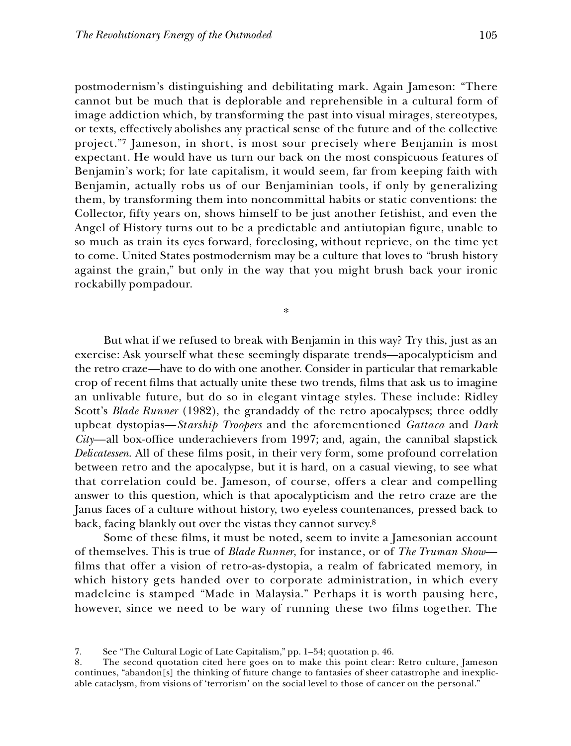postmodernism's distinguishing and debilitating mark. Again Jameson: "There cannot but be much that is deplorable and reprehensible in a cultural form of image addiction which, by transforming the past into visual mirages, stereotypes, or texts, effectively abolishes any practical sense of the future and of the collective project."[7] Jameson, in short, is most sour precisely where Benjamin is most expectant. He would have us turn our back on the most conspicuous features of Benjamin's work; for late capitalism, it would seem, far from keeping faith with Benjamin, actually robs us of our Benjaminian tools, if only by generalizing them, by transforming them into noncommittal habits or static conventions: the Collector, fifty years on, shows himself to be just another fetishist, and even the Angel of History turns out to be a predictable and antiutopian figure, unable to so much as train its eyes forward, foreclosing, without reprieve, on the time yet to come. United States postmodernism may be a culture that loves to "brush history against the grain," but only in the way that you might brush back your ironic rockabilly pompadour.

*

But what if we refused to break with Benjamin in this way? Try this, just as an exercise: Ask yourself what these seemingly disparate trends—apocalypticism and the retro craze—have to do with one another. Consider in particular that remarkable crop of recent films that actually unite these two trends, films that ask us to imagine an unlivable future, but do so in elegant vintage styles. These include: Ridley Scott's *Blade Runner* (1982), the grandaddy of the retro apocalypses; three oddly upbeat dystopias—*Starship Troopers* and the aforementioned *Gattaca* and *Dark City*—all box-office underachievers from 1997; and, again, the cannibal slapstick *Delicatessen*. All of these films posit, in their very form, some profound correlation between retro and the apocalypse, but it is hard, on a casual viewing, to see what that correlation could be. Jameson, of course, offers a clear and compelling answer to this question, which is that apocalypticism and the retro craze are the Janus faces of a culture without history, two eyeless countenances, pressed back to back, facing blankly out over the vistas they cannot survey.[8]

Some of these films, it must be noted, seem to invite a Jamesonian account of themselves. This is true of *Blade Runner*, for instance, or of *The Truman Show*—films that offer a vision of retro-as-dystopia, a realm of fabricated memory, in which history gets handed over to corporate administration, in which every madeleine is stamped "Made in Malaysia." Perhaps it is worth pausing here, however, since we need to be wary of running these two films together. The

7. See "The Cultural Logic of Late Capitalism," pp. 1–54; quotation p. 46.

8. The second quotation cited here goes on to make this point clear: Retro culture, Jameson continues, "abandon[s] the thinking of future change to fantasies of sheer catastrophe and inexplicable cataclysm, from visions of 'terrorism' on the social level to those of cancer on the personal."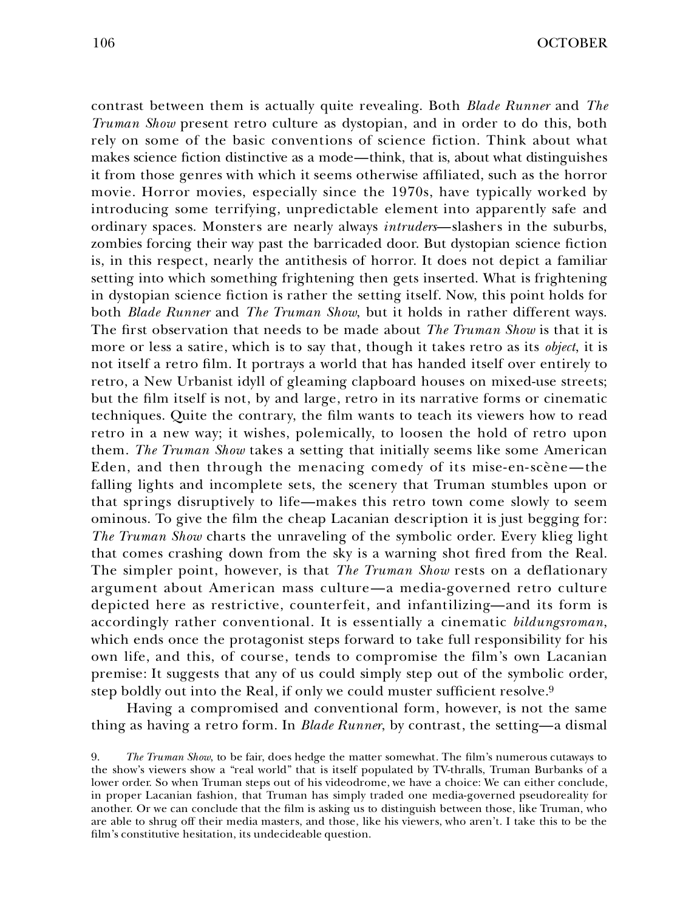contrast between them is actually quite revealing. Both *Blade Runner* and *The Truman Show* present retro culture as dystopian, and in order to do this, both rely on some of the basic conventions of science fiction. Think about what makes science fiction distinctive as a mode—think, that is, about what distinguishes it from those genres with which it seems otherwise affiliated, such as the horror movie. Horror movies, especially since the 1970s, have typically worked by introducing some terrifying, unpredictable element into apparently safe and ordinary spaces. Monsters are nearly always *intruders*—slashers in the suburbs, zombies forcing their way past the barricaded door. But dystopian science fiction is, in this respect, nearly the antithesis of horror. It does not depict a familiar setting into which something frightening then gets inserted. What is frightening in dystopian science fiction is rather the setting itself. Now, this point holds for both *Blade Runner* and *The Truman Show*, but it holds in rather different ways. The first observation that needs to be made about *The Truman Show* is that it is more or less a satire, which is to say that, though it takes retro as its *object*, it is not itself a retro film. It portrays a world that has handed itself over entirely to retro, a New Urbanist idyll of gleaming clapboard houses on mixed-use streets; but the film itself is not, by and large, retro in its narrative forms or cinematic techniques. Quite the contrary, the film wants to teach its viewers how to read retro in a new way; it wishes, polemically, to loosen the hold of retro upon them. *The Truman Show* takes a setting that initially seems like some American Eden, and then through the menacing comedy of its mise-en-scène—the falling lights and incomplete sets, the scenery that Truman stumbles upon or that springs disruptively to life—makes this retro town come slowly to seem ominous. To give the film the cheap Lacanian description it is just begging for: *The Truman Show* charts the unraveling of the symbolic order. Every klieg light that comes crashing down from the sky is a warning shot fired from the Real. The simpler point, however, is that *The Truman Show* rests on a deflationary argument about American mass culture—a media-governed retro culture depicted here as restrictive, counterfeit, and infantilizing—and its form is accordingly rather conventional. It is essentially a cinematic *bildungsroman*, which ends once the protagonist steps forward to take full responsibility for his own life, and this, of course, tends to compromise the film's own Lacanian premise: It suggests that any of us could simply step out of the symbolic order, step boldly out into the Real, if only we could muster sufficient resolve.[9]

Having a compromised and conventional form, however, is not the same thing as having a retro form. In *Blade Runner*, by contrast, the setting—a dismal

9. *The Truman Show*, to be fair, does hedge the matter somewhat. The film's numerous cutaways to the show's viewers show a "real world" that is itself populated by TV-thralls, Truman Burbanks of a lower order. So when Truman steps out of his videodrome, we have a choice: We can either conclude, in proper Lacanian fashion, that Truman has simply traded one media-governed pseudoreality for another. Or we can conclude that the film is asking us to distinguish between those, like Truman, who are able to shrug off their media masters, and those, like his viewers, who aren't. I take this to be the film's constitutive hesitation, its undecideable question.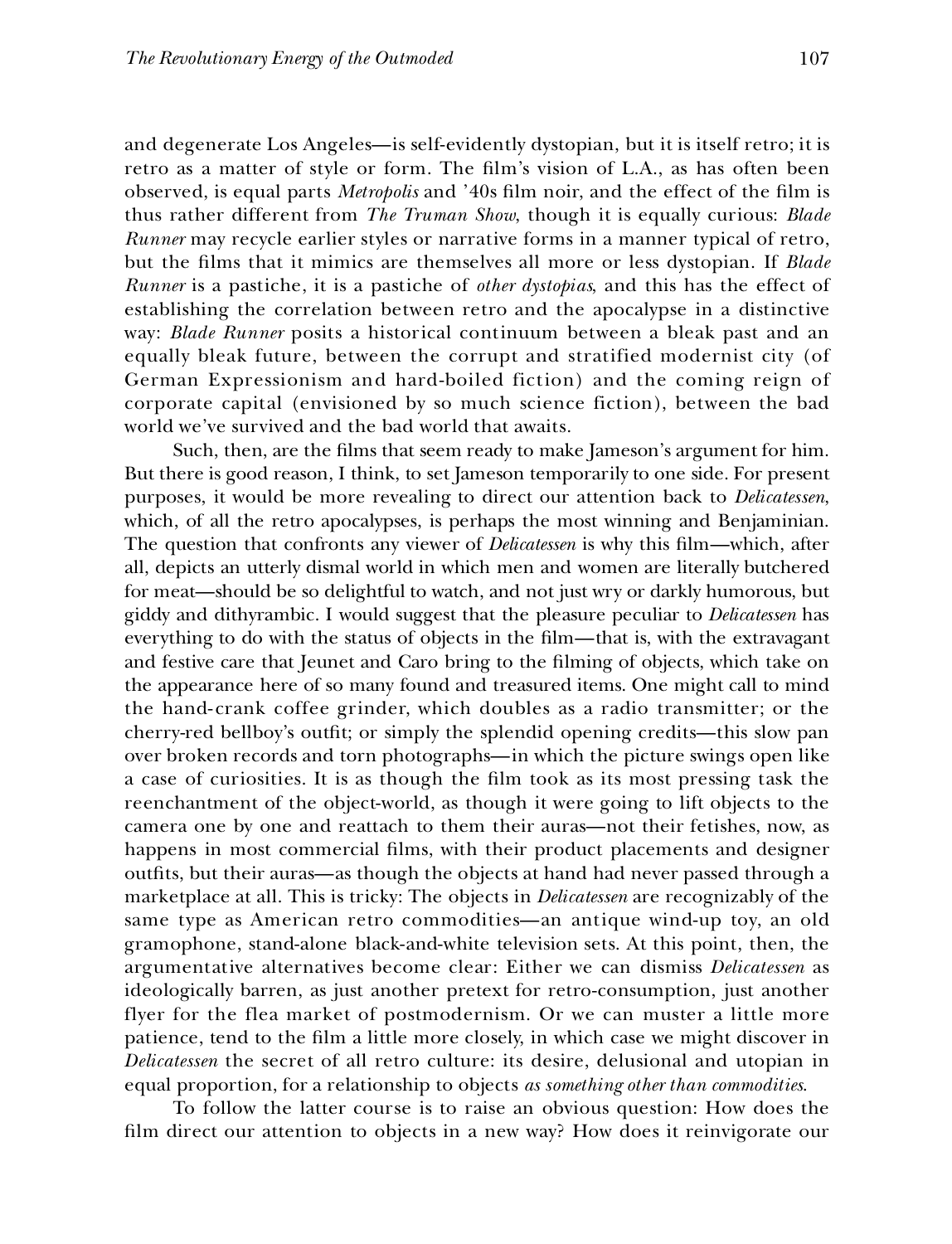and degenerate Los Angeles—is self-evidently dystopian, but it is itself retro; it is retro as a matter of style or form. The film's vision of L.A., as has often been observed, is equal parts *Metropolis* and '40s film noir, and the effect of the film is thus rather different from *The Truman Show*, though it is equally curious: *Blade Runner* may recycle earlier styles or narrative forms in a manner typical of retro, but the films that it mimics are themselves all more or less dystopian. If *Blade Runner* is a pastiche, it is a pastiche of *other dystopias*, and this has the effect of establishing the correlation between retro and the apocalypse in a distinctive way: *Blade Runner* posits a historical continuum between a bleak past and an equally bleak future, between the corrupt and stratified modernist city (of German Expressionism and hard-boiled fiction) and the coming reign of corporate capital (envisioned by so much science fiction), between the bad world we've survived and the bad world that awaits.

Such, then, are the films that seem ready to make Jameson's argument for him. But there is good reason, I think, to set Jameson temporarily to one side. For present purposes, it would be more revealing to direct our attention back to *Delicatessen*, which, of all the retro apocalypses, is perhaps the most winning and Benjaminian. The question that confronts any viewer of *Delicatessen* is why this film—which, after all, depicts an utterly dismal world in which men and women are literally butchered for meat—should be so delightful to watch, and not just wry or darkly humorous, but giddy and dithyrambic. I would suggest that the pleasure peculiar to *Delicatessen* has everything to do with the status of objects in the film—that is, with the extravagant and festive care that Jeunet and Caro bring to the filming of objects, which take on the appearance here of so many found and treasured items. One might call to mind the hand-crank coffee grinder, which doubles as a radio transmitter; or the cherry-red bellboy's outfit; or simply the splendid opening credits—this slow pan over broken records and torn photographs—in which the picture swings open like a case of curiosities. It is as though the film took as its most pressing task the reenchantment of the object-world, as though it were going to lift objects to the camera one by one and reattach to them their auras—not their fetishes, now, as happens in most commercial films, with their product placements and designer outfits, but their auras—as though the objects at hand had never passed through a marketplace at all. This is tricky: The objects in *Delicatessen* are recognizably of the same type as American retro commodities—an antique wind-up toy, an old gramophone, stand-alone black-and-white television sets. At this point, then, the argumentative alternatives become clear: Either we can dismiss *Delicatessen* as ideologically barren, as just another pretext for retro-consumption, just another flyer for the flea market of postmodernism. Or we can muster a little more patience, tend to the film a little more closely, in which case we might discover in *Delicatessen* the secret of all retro culture: its desire, delusional and utopian in equal proportion, for a relationship to objects *as something other than commodities*.

To follow the latter course is to raise an obvious question: How does the film direct our attention to objects in a new way? How does it reinvigorate our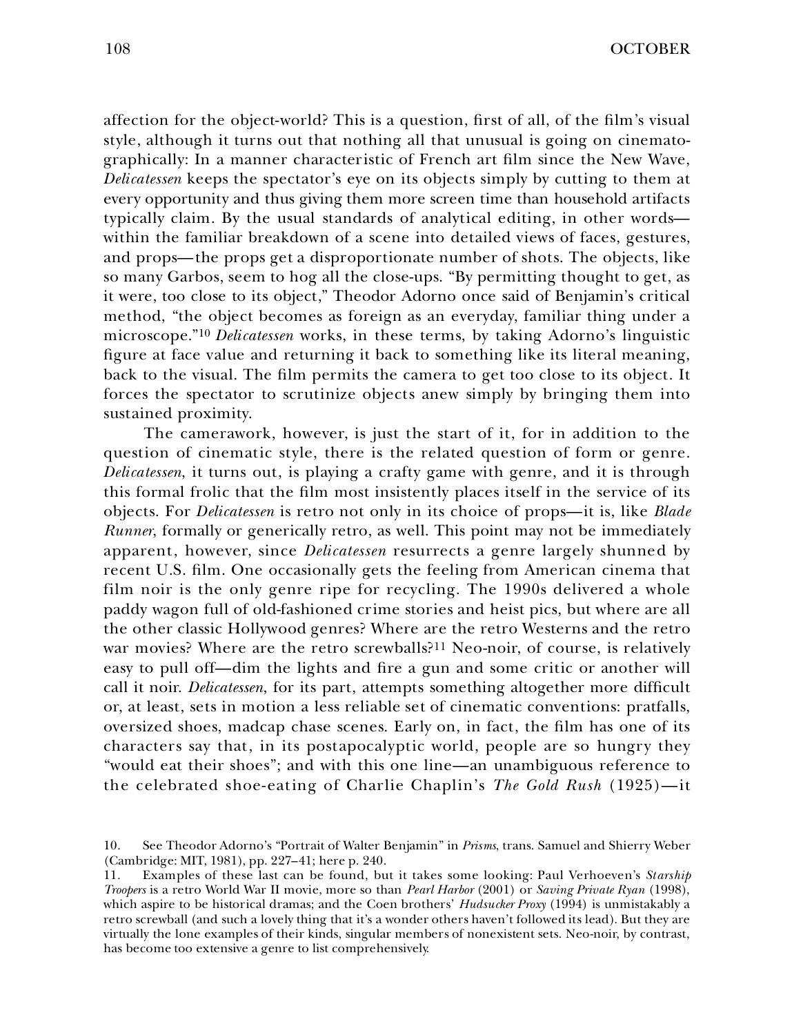affection for the object-world? This is a question, first of all, of the film's visual style, although it turns out that nothing all that unusual is going on cinematographically: In a manner characteristic of French art film since the New Wave, *Delicatessen* keeps the spectator's eye on its objects simply by cutting to them at every opportunity and thus giving them more screen time than household artifacts typically claim. By the usual standards of analytical editing, in other words—within the familiar breakdown of a scene into detailed views of faces, gestures, and props—the props get a disproportionate number of shots. The objects, like so many Garbos, seem to hog all the close-ups. "By permitting thought to get, as it were, too close to its object," Theodor Adorno once said of Benjamin's critical method, "the object becomes as foreign as an everyday, familiar thing under a microscope."[10] *Delicatessen* works, in these terms, by taking Adorno's linguistic figure at face value and returning it back to something like its literal meaning, back to the visual. The film permits the camera to get too close to its object. It forces the spectator to scrutinize objects anew simply by bringing them into sustained proximity.

The camerawork, however, is just the start of it, for in addition to the question of cinematic style, there is the related question of form or genre. *Delicatessen*, it turns out, is playing a crafty game with genre, and it is through this formal frolic that the film most insistently places itself in the service of its objects. For *Delicatessen* is retro not only in its choice of props—it is, like *Blade Runner*, formally or generically retro, as well. This point may not be immediately apparent, however, since *Delicatessen* resurrects a genre largely shunned by recent U.S. film. One occasionally gets the feeling from American cinema that film noir is the only genre ripe for recycling. The 1990s delivered a whole paddy wagon full of old-fashioned crime stories and heist pics, but where are all the other classic Hollywood genres? Where are the retro Westerns and the retro war movies? Where are the retro screwballs?[11] Neo-noir, of course, is relatively easy to pull off—dim the lights and fire a gun and some critic or another will call it noir. *Delicatessen*, for its part, attempts something altogether more difficult or, at least, sets in motion a less reliable set of cinematic conventions: pratfalls, oversized shoes, madcap chase scenes. Early on, in fact, the film has one of its characters say that, in its postapocalyptic world, people are so hungry they "would eat their shoes"; and with this one line—an unambiguous reference to the celebrated shoe-eating of Charlie Chaplin's *The Gold Rush* (1925)—it

10. See Theodor Adorno's "Portrait of Walter Benjamin" in *Prisms*, trans. Samuel and Shierry Weber (Cambridge: MIT, 1981), pp. 227–41; here p. 240.

11. Examples of these last can be found, but it takes some looking: Paul Verhoeven's *Starship Troopers* is a retro World War II movie, more so than *Pearl Harbor* (2001) or *Saving Private Ryan* (1998), which aspire to be historical dramas; and the Coen brothers' *Hudsucker Proxy* (1994) is unmistakably a retro screwball (and such a lovely thing that it's a wonder others haven't followed its lead). But they are virtually the lone examples of their kinds, singular members of nonexistent sets. Neo-noir, by contrast, has become too extensive a genre to list comprehensively.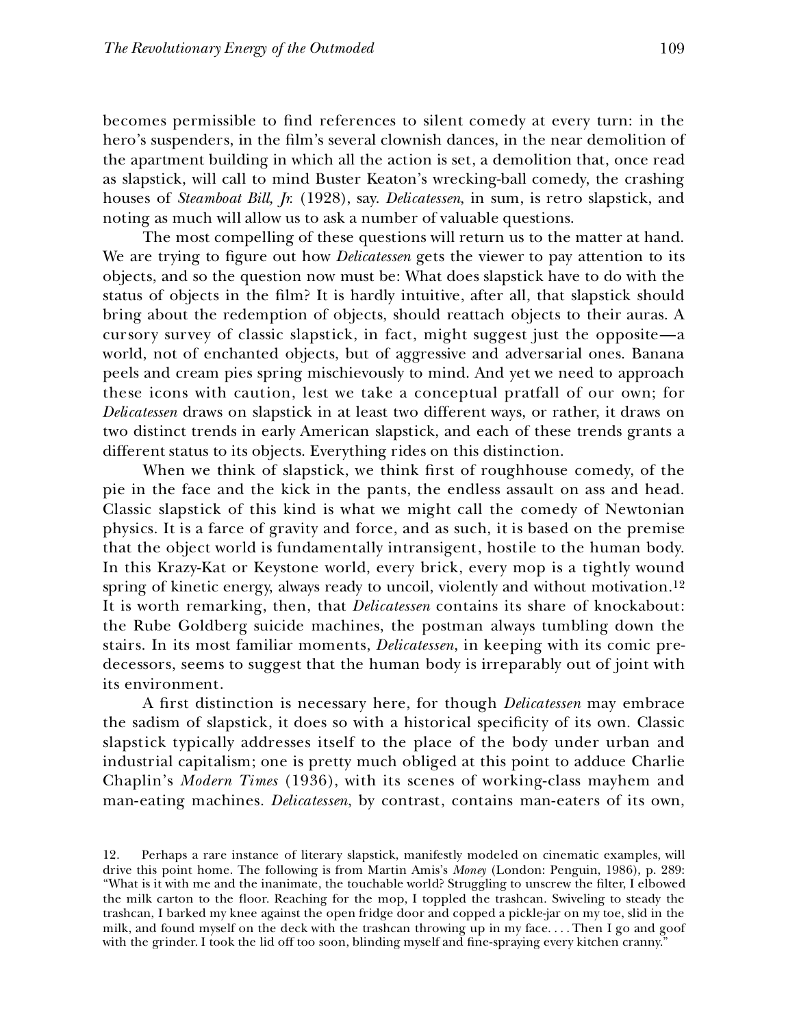becomes permissible to find references to silent comedy at every turn: in the hero's suspenders, in the film's several clownish dances, in the near demolition of the apartment building in which all the action is set, a demolition that, once read as slapstick, will call to mind Buster Keaton's wrecking-ball comedy, the crashing houses of *Steamboat Bill, Jr.* (1928), say. *Delicatessen*, in sum, is retro slapstick, and noting as much will allow us to ask a number of valuable questions.

The most compelling of these questions will return us to the matter at hand. We are trying to figure out how *Delicatessen* gets the viewer to pay attention to its objects, and so the question now must be: What does slapstick have to do with the status of objects in the film? It is hardly intuitive, after all, that slapstick should bring about the redemption of objects, should reattach objects to their auras. A cursory survey of classic slapstick, in fact, might suggest just the opposite—a world, not of enchanted objects, but of aggressive and adversarial ones. Banana peels and cream pies spring mischievously to mind. And yet we need to approach these icons with caution, lest we take a conceptual pratfall of our own; for *Delicatessen* draws on slapstick in at least two different ways, or rather, it draws on two distinct trends in early American slapstick, and each of these trends grants a different status to its objects. Everything rides on this distinction.

When we think of slapstick, we think first of roughhouse comedy, of the pie in the face and the kick in the pants, the endless assault on ass and head. Classic slapstick of this kind is what we might call the comedy of Newtonian physics. It is a farce of gravity and force, and as such, it is based on the premise that the object world is fundamentally intransigent, hostile to the human body. In this Krazy-Kat or Keystone world, every brick, every mop is a tightly wound spring of kinetic energy, always ready to uncoil, violently and without motivation.[12] It is worth remarking, then, that *Delicatessen* contains its share of knockabout: the Rube Goldberg suicide machines, the postman always tumbling down the stairs. In its most familiar moments, *Delicatessen*, in keeping with its comic predecessors, seems to suggest that the human body is irreparably out of joint with its environment.

A first distinction is necessary here, for though *Delicatessen* may embrace the sadism of slapstick, it does so with a historical specificity of its own. Classic slapstick typically addresses itself to the place of the body under urban and industrial capitalism; one is pretty much obliged at this point to adduce Charlie Chaplin's *Modern Times* (1936), with its scenes of working-class mayhem and man-eating machines. *Delicatessen,* by contrast, contains man-eaters of its own,

12. Perhaps a rare instance of literary slapstick, manifestly modeled on cinematic examples, will drive this point home. The following is from Martin Amis's *Money* (London: Penguin, 1986), p. 289: "What is it with me and the inanimate, the touchable world? Struggling to unscrew the filter, I elbowed the milk carton to the floor. Reaching for the mop, I toppled the trashcan. Swiveling to steady the trashcan, I barked my knee against the open fridge door and copped a pickle-jar on my toe, slid in the milk, and found myself on the deck with the trashcan throwing up in my face. . . . Then I go and goof with the grinder. I took the lid off too soon, blinding myself and fine-spraying every kitchen cranny."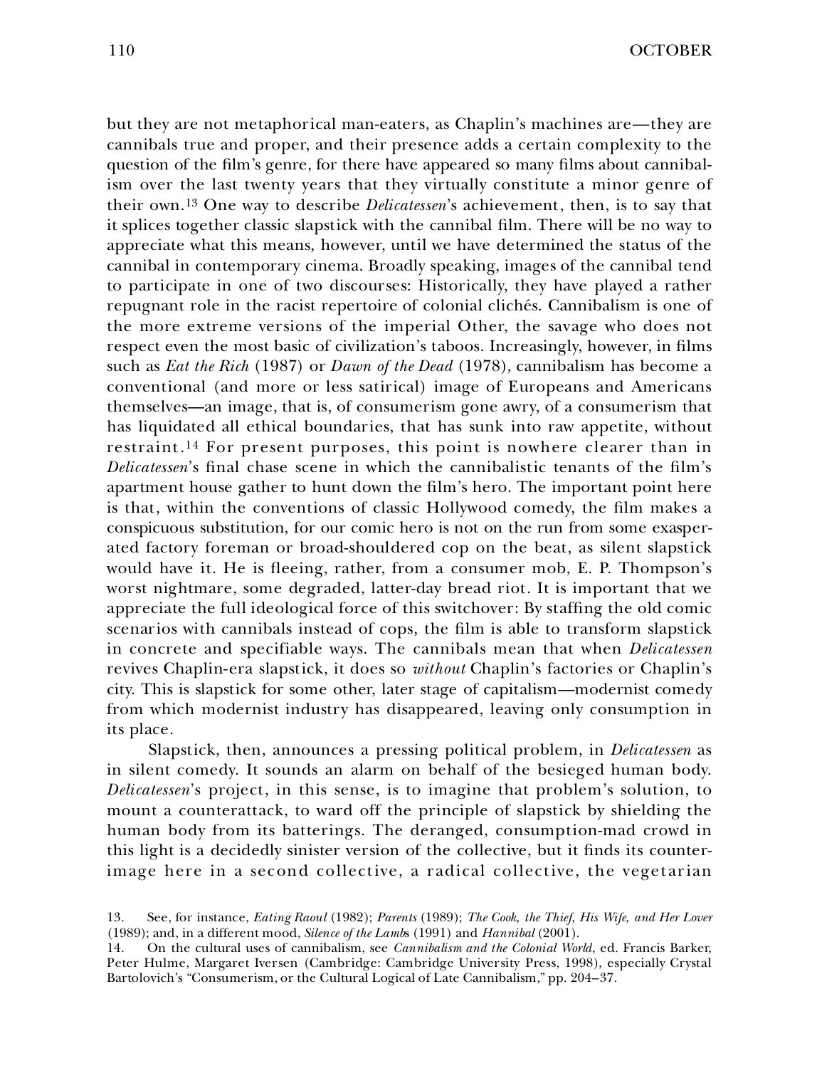but they are not metaphorical man-eaters, as Chaplin's machines are—they are cannibals true and proper, and their presence adds a certain complexity to the question of the film's genre, for there have appeared so many films about cannibalism over the last twenty years that they virtually constitute a minor genre of their own.[13] One way to describe *Delicatessen*'s achievement, then, is to say that it splices together classic slapstick with the cannibal film. There will be no way to appreciate what this means, however, until we have determined the status of the cannibal in contemporary cinema. Broadly speaking, images of the cannibal tend to participate in one of two discourses: Historically, they have played a rather repugnant role in the racist repertoire of colonial clichés. Cannibalism is one of the more extreme versions of the imperial Other, the savage who does not respect even the most basic of civilization's taboos. Increasingly, however, in films such as *Eat the Rich* (1987) or *Dawn of the Dead* (1978), cannibalism has become a conventional (and more or less satirical) image of Europeans and Americans themselves—an image, that is, of consumerism gone awry, of a consumerism that has liquidated all ethical boundaries, that has sunk into raw appetite, without restraint.[14] For present purposes, this point is nowhere clearer than in *Delicatessen*'s final chase scene in which the cannibalistic tenants of the film's apartment house gather to hunt down the film's hero. The important point here is that, within the conventions of classic Hollywood comedy, the film makes a conspicuous substitution, for our comic hero is not on the run from some exasperated factory foreman or broad-shouldered cop on the beat, as silent slapstick would have it. He is fleeing, rather, from a consumer mob, E. P. Thompson's worst nightmare, some degraded, latter-day bread riot. It is important that we appreciate the full ideological force of this switchover: By staffing the old comic scenarios with cannibals instead of cops, the film is able to transform slapstick in concrete and specifiable ways. The cannibals mean that when *Delicatessen* revives Chaplin-era slapstick, it does so *without* Chaplin's factories or Chaplin's city. This is slapstick for some other, later stage of capitalism—modernist comedy from which modernist industry has disappeared, leaving only consumption in its place.

Slapstick, then, announces a pressing political problem, in *Delicatessen* as in silent comedy. It sounds an alarm on behalf of the besieged human body. *Delicatessen*'s project, in this sense, is to imagine that problem's solution, to mount a counterattack, to ward off the principle of slapstick by shielding the human body from its batterings. The deranged, consumption-mad crowd in this light is a decidedly sinister version of the collective, but it finds its counter-image here in a second collective, a radical collective, the vegetarian

13. See, for instance, *Eating Raoul* (1982); *Parents* (1989); *The Cook, the Thief, His Wife, and Her Lover* (1989); and, in a different mood, *Silence of the Lambs* (1991) and *Hannibal* (2001).

14. On the cultural uses of cannibalism, see *Cannibalism and the Colonial World*, ed. Francis Barker, Peter Hulme, Margaret Iversen (Cambridge: Cambridge University Press, 1998), especially Crystal Bartolovich's "Consumerism, or the Cultural Logical of Late Cannibalism," pp. 204–37.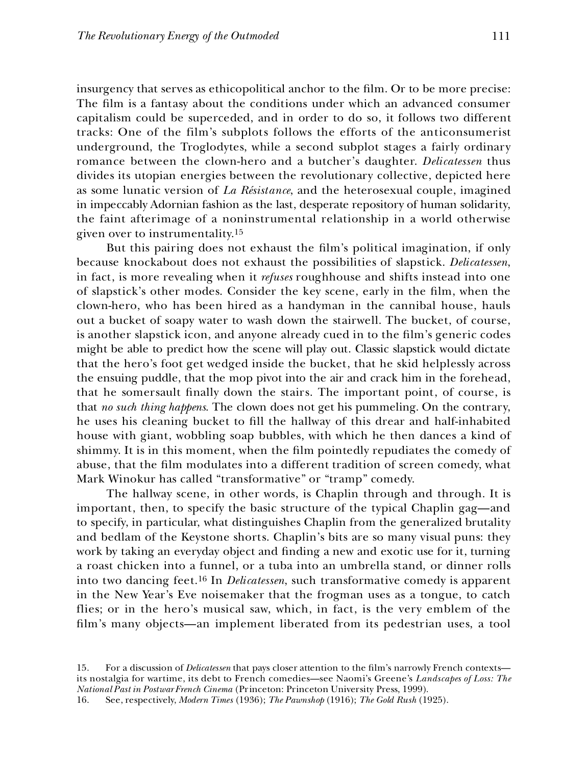insurgency that serves as ethicopolitical anchor to the film. Or to be more precise: The film is a fantasy about the conditions under which an advanced consumer capitalism could be superceded, and in order to do so, it follows two different tracks: One of the film's subplots follows the efforts of the anticonsumerist underground, the Troglodytes, while a second subplot stages a fairly ordinary romance between the clown-hero and a butcher's daughter. *Delicatessen* thus divides its utopian energies between the revolutionary collective, depicted here as some lunatic version of *La Résistance*, and the heterosexual couple, imagined in impeccably Adornian fashion as the last, desperate repository of human solidarity, the faint afterimage of a noninstrumental relationship in a world otherwise given over to instrumentality.[15]

But this pairing does not exhaust the film's political imagination, if only because knockabout does not exhaust the possibilities of slapstick. *Delicatessen*, in fact, is more revealing when it *refuses* roughhouse and shifts instead into one of slapstick's other modes. Consider the key scene, early in the film, when the clown-hero, who has been hired as a handyman in the cannibal house, hauls out a bucket of soapy water to wash down the stairwell. The bucket, of course, is another slapstick icon, and anyone already cued in to the film's generic codes might be able to predict how the scene will play out. Classic slapstick would dictate that the hero's foot get wedged inside the bucket, that he skid helplessly across the ensuing puddle, that the mop pivot into the air and crack him in the forehead, that he somersault finally down the stairs. The important point, of course, is that *no such thing happens*. The clown does not get his pummeling. On the contrary, he uses his cleaning bucket to fill the hallway of this drear and half-inhabited house with giant, wobbling soap bubbles, with which he then dances a kind of shimmy. It is in this moment, when the film pointedly repudiates the comedy of abuse, that the film modulates into a different tradition of screen comedy, what Mark Winokur has called "transformative" or "tramp" comedy.

The hallway scene, in other words, is Chaplin through and through. It is important, then, to specify the basic structure of the typical Chaplin gag—and to specify, in particular, what distinguishes Chaplin from the generalized brutality and bedlam of the Keystone shorts. Chaplin's bits are so many visual puns: they work by taking an everyday object and finding a new and exotic use for it, turning a roast chicken into a funnel, or a tuba into an umbrella stand, or dinner rolls into two dancing feet.[16] In *Delicatessen*, such transformative comedy is apparent in the New Year's Eve noisemaker that the frogman uses as a tongue, to catch flies; or in the hero's musical saw, which, in fact, is the very emblem of the film's many objects—an implement liberated from its pedestrian uses, a tool

15. For a discussion of *Delicatessen* that pays closer attention to the film's narrowly French contexts—its nostalgia for wartime, its debt to French comedies—see Naomi's Greene's *Landscapes of Loss: The National Past in Postwar French Cinema* (Princeton: Princeton University Press, 1999).

16. See, respectively, *Modern Times* (1936); *The Pawnshop* (1916); *The Gold Rush* (1925).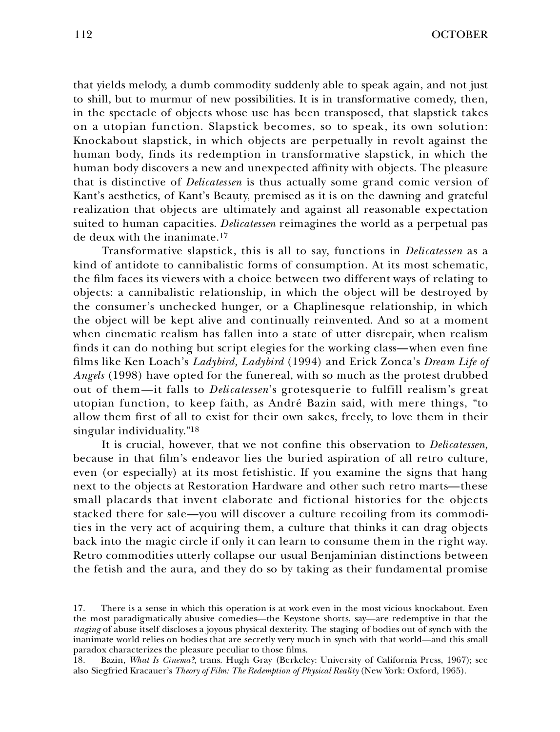that yields melody, a dumb commodity suddenly able to speak again, and not just to shill, but to murmur of new possibilities. It is in transformative comedy, then, in the spectacle of objects whose use has been transposed, that slapstick takes on a utopian function. Slapstick becomes, so to speak, its own solution: Knockabout slapstick, in which objects are perpetually in revolt against the human body, finds its redemption in transformative slapstick, in which the human body discovers a new and unexpected affinity with objects. The pleasure that is distinctive of *Delicatessen* is thus actually some grand comic version of Kant's aesthetics, of Kant's Beauty, premised as it is on the dawning and grateful realization that objects are ultimately and against all reasonable expectation suited to human capacities. *Delicatessen* reimagines the world as a perpetual pas de deux with the inanimate.[17]

Transformative slapstick, this is all to say, functions in *Delicatessen* as a kind of antidote to cannibalistic forms of consumption. At its most schematic, the film faces its viewers with a choice between two different ways of relating to objects: a cannibalistic relationship, in which the object will be destroyed by the consumer's unchecked hunger, or a Chaplinesque relationship, in which the object will be kept alive and continually reinvented. And so at a moment when cinematic realism has fallen into a state of utter disrepair, when realism finds it can do nothing but script elegies for the working class—when even fine films like Ken Loach's *Ladybird, Ladybird* (1994) and Erick Zonca's *Dream Life of Angels* (1998) have opted for the funereal, with so much as the protest drubbed out of them—it falls to *Delicatessen*'s grotesquerie to fulfill realism's great utopian function, to keep faith, as André Bazin said, with mere things, "to allow them first of all to exist for their own sakes, freely, to love them in their singular individuality."[18]

It is crucial, however, that we not confine this observation to *Delicatessen*, because in that film's endeavor lies the buried aspiration of all retro culture, even (or especially) at its most fetishistic. If you examine the signs that hang next to the objects at Restoration Hardware and other such retro marts—these small placards that invent elaborate and fictional histories for the objects stacked there for sale—you will discover a culture recoiling from its commodities in the very act of acquiring them, a culture that thinks it can drag objects back into the magic circle if only it can learn to consume them in the right way. Retro commodities utterly collapse our usual Benjaminian distinctions between the fetish and the aura, and they do so by taking as their fundamental promise

17. There is a sense in which this operation is at work even in the most vicious knockabout. Even the most paradigmatically abusive comedies—the Keystone shorts, say—are redemptive in that the *staging* of abuse itself discloses a joyous physical dexterity. The staging of bodies out of synch with the inanimate world relies on bodies that are secretly very much in synch with that world—and this small paradox characterizes the pleasure peculiar to those films.

18. Bazin, *What Is Cinema?*, trans. Hugh Gray (Berkeley: University of California Press, 1967); see also Siegfried Kracauer's *Theory of Film: The Redemption of Physical Reality* (New York: Oxford, 1965).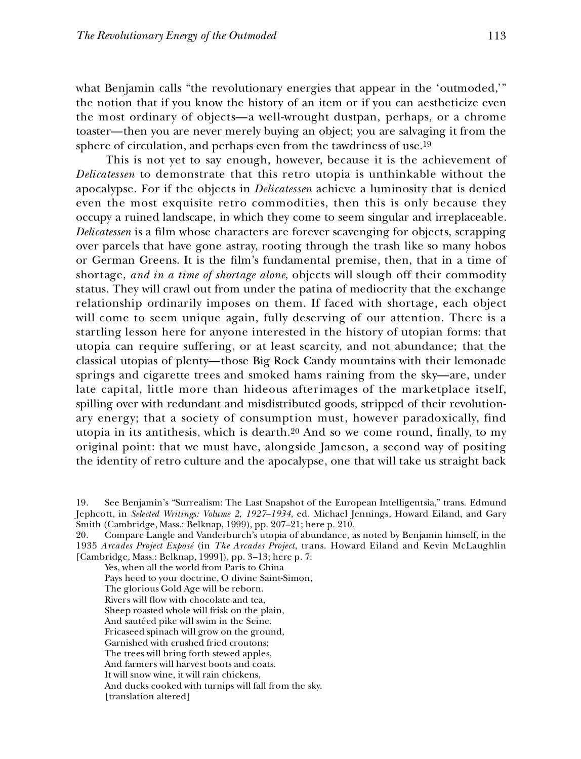what Benjamin calls "the revolutionary energies that appear in the 'outmoded,'" the notion that if you know the history of an item or if you can aestheticize even the most ordinary of objects—a well-wrought dustpan, perhaps, or a chrome toaster—then you are never merely buying an object; you are salvaging it from the sphere of circulation, and perhaps even from the tawdriness of use.[19]

This is not yet to say enough, however, because it is the achievement of *Delicatessen* to demonstrate that this retro utopia is unthinkable without the apocalypse. For if the objects in *Delicatessen* achieve a luminosity that is denied even the most exquisite retro commodities, then this is only because they occupy a ruined landscape, in which they come to seem singular and irreplaceable. *Delicatessen* is a film whose characters are forever scavenging for objects, scrapping over parcels that have gone astray, rooting through the trash like so many hobos or German Greens. It is the film's fundamental premise, then, that in a time of shortage, *and in a time of shortage alone*, objects will slough off their commodity status. They will crawl out from under the patina of mediocrity that the exchange relationship ordinarily imposes on them. If faced with shortage, each object will come to seem unique again, fully deserving of our attention. There is a startling lesson here for anyone interested in the history of utopian forms: that utopia can require suffering, or at least scarcity, and not abundance; that the classical utopias of plenty—those Big Rock Candy mountains with their lemonade springs and cigarette trees and smoked hams raining from the sky—are, under late capital, little more than hideous afterimages of the marketplace itself, spilling over with redundant and misdistributed goods, stripped of their revolutionary energy; that a society of consumption must, however paradoxically, find utopia in its antithesis, which is dearth.[20] And so we come round, finally, to my original point: that we must have, alongside Jameson, a second way of positing the identity of retro culture and the apocalypse, one that will take us straight back

19. See Benjamin's "Surrealism: The Last Snapshot of the European Intelligentsia," trans. Edmund Jephcott, in *Selected Writings: Volume 2, 1927–1934*, ed. Michael Jennings, Howard Eiland, and Gary Smith (Cambridge, Mass.: Belknap, 1999), pp. 207–21; here p. 210.

20. Compare Langle and Vanderburch's utopia of abundance, as noted by Benjamin himself, in the 1935 *Arcades Project Exposé* (in *The Arcades Project*, trans. Howard Eiland and Kevin McLaughlin [Cambridge, Mass.: Belknap, 1999]), pp. 3–13; here p. 7:

> Yes, when all the world from Paris to China
> Pays heed to your doctrine, O divine Saint-Simon,
> The glorious Gold Age will be reborn.
> Rivers will flow with chocolate and tea,
> Sheep roasted whole will frisk on the plain,
> And sautéed pike will swim in the Seine.
> Fricaseed spinach will grow on the ground,
> Garnished with crushed fried croutons;
> The trees will bring forth stewed apples,
> And farmers will harvest boots and coats.
> It will snow wine, it will rain chickens,
> And ducks cooked with turnips will fall from the sky.
> [translation altered]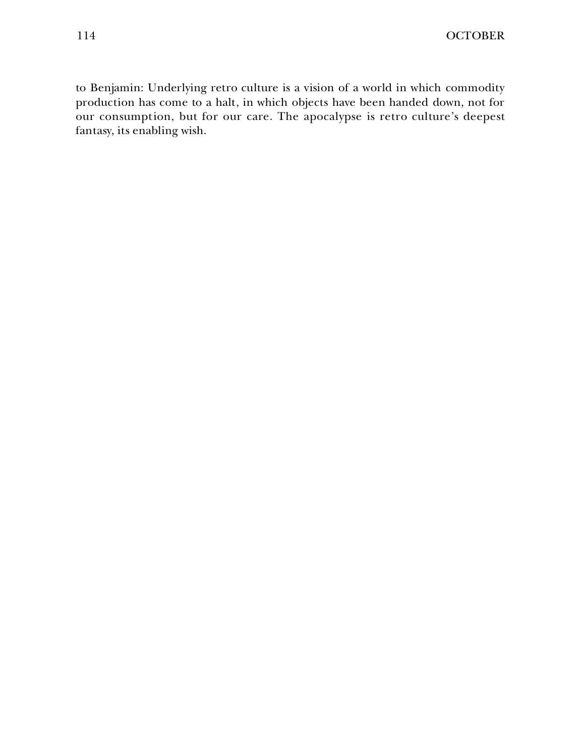to Benjamin: Underlying retro culture is a vision of a world in which commodity production has come to a halt, in which objects have been handed down, not for our consumption, but for our care. The apocalypse is retro culture's deepest fantasy, its enabling wish.